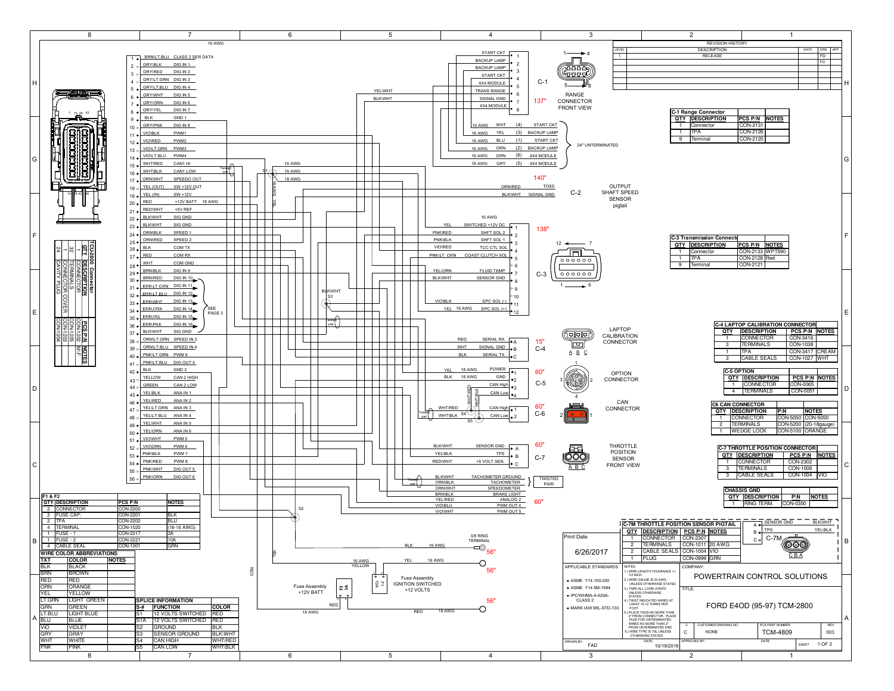# FORD E4OD (95-97) TCM-2800

**POWERTRAIN CONTROL SOLUTIONS**

## REVISION HISTORY

| LEVEL | DESCRIPTION | DATE | DRN | APP |
|---|---|---|---|---|
| 1 | RELEASE | | FD | |
| | | | FD | |

## TCU2800 Connector

| QTY | DESCRIPTION | PCS P/N | NOTES |
|---|---|---|---|
| 1 | CONNECTOR | CON-1205 | M/F |
| 32 | TERMINALS | CON-1202 | |
| 1 | CONNECTOR COVER | CON-1203 | |
| 24 | CAVITY PLUG | CON-1204 | |

## TCU Pinout (16 AWG)

| Pin | Wire | Function |
|---|---|---|
| 1 | BRN\LT.BLU | CLASS 2 SER DATA |
| 2 | GRY\BLK | DIG IN 1 |
| 3 | GRY\RED | DIG IN 2 |
| 4 | GRY\LT.GRN | DIG IN 3 |
| 5 | GRY\LT.BLU | DIG IN 4 |
| 6 | GRY\WHT | DIG IN 5 |
| 7 | GRY\ORN | DIG IN 6 |
| 8 | GRY\YEL | DIG IN 7 |
| 9 | BLK | GND 1 |
| 10 | GRY\PNK | DIG IN 8 |
| 11 | VIO\BLK | PWM1 |
| 12 | VIO\RED | PWM2 |
| 13 | VIO\LT.GRN | PWM3 |
| 14 | VIO\LT.BLU | PWM4 |
| 15 | WHT\RED | CAN1 HI |
| 16 | WHT\BLK | CAN1 LOW |
| 17 | ORN\WHT | SPEEDO OUT |
| 18 | YEL (OUT) | SW +12V OUT |
| 19 | YEL (IN) | SW +12V |
| 20 | RED | +12V BATT 18 AWG |
| 21 | RED\WHT | +5V REF |
| 22 | BLK\WHT | SIG GND |
| 23 | BLK\WHT | SIG GND |
| 24 | ORN\BLK | SPEED 1 |
| 25 | ORN\RED | SPEED 2 |
| 26 | BLK | COM TX |
| 27 | RED | COM RX |
| 28 | WHT | COM GND |
| 29 | BRN\BLK | DIG IN 9 |
| 30 | BRN\RED | DIG IN 10 |
| 31 | BRN\LT.GRN | DIG IN 11 |
| 32 | BRN\LT.BLU | DIG IN 12 |
| 33 | BRN\WHT | DIG IN 13 |
| 34 | BRN\ORN | DIG IN 14 |
| 35 | BRN\YEL | DIG IN 15 |
| 36 | BRN\PNK | DIG IN 16 |
| 37 | BLK\WHT | SIG GND |
| 38 | ORN\LT.GRN | SPEED IN 3 |
| 39 | ORN\LT.BLU | SPEED IN 4 |
| 40 | PNK\LT.GRN | PWM 9 |
| 41 | PNK\LT.BLU | DIG OUT 4 |
| 42 | BLK | GND 2 |
| 43 | YELLOW | CAN 2 HIGH |
| 44 | GREEN | CAN 2 LOW |
| 45 | YEL\BLK | ANA IN 1 |
| 46 | YEL\RED | ANA IN 2 |
| 47 | YEL\LT.GRN | ANA IN 3 |
| 48 | YEL\LT.BLU | ANA IN 4 |
| 49 | YEL\WHT | ANA IN 5 |
| 50 | YEL\ORN | ANA IN 6 |
| 51 | VIO\WHT | PWM 5 |
| 52 | VIO\ORN | PWM 6 |
| 53 | PNK\BLK | PWM 7 |
| 54 | PNK\RED | PWM 8 |
| 55 | PNK\WHT | DIG OUT 5 |
| 56 | PNK\ORN | DIG OUT 6 |

DIG IN 10 – DIG IN 16: SEE PAGE 3

## C-1 Range Connector (137")

RANGE CONNECTOR FRONT VIEW

| Pin | Function |
|---|---|
| 1 | START CKT |
| 2 | BACKUP LAMP |
| 3 | BACKUP LAMP |
| 4 | START CKT |
| 5 | 4X4 MODULE |
| 6 | TRANS RANGE (YEL\WHT) |
| 7 | SIGNAL GND (BLK\WHT) |
| 8 | 4X4 MODULE |

24" UNTERMINATED:

| AWG | Color | (Pin) | Function |
|---|---|---|---|
| 16 AWG | WHT | (4) | START CKT |
| 16 AWG | YEL | (3) | BACKUP LAMP |
| 16 AWG | BLU | (1) | START CKT |
| 16 AWG | ORN | (2) | BACKUP LAMP |
| 16 AWG | GRN | (8) | 4X4 MODULE |
| 16 AWG | GRY | (5) | 4X4 MODULE |

| QTY | DESCRIPTION | PCS P/N | NOTES |
|---|---|---|---|
| 1 | Connector | CON-2131 | |
| 1 | TPA | CON-2126 | |
| 9 | Terminal | CON-2120 | |

## C-2 Output Shaft Speed Sensor pigtail (140")

| Wire | Function |
|---|---|
| ORN\RED | TOSS |
| BLK\WHT | SIGNAL GND |

## C-3 Transmission Connector (138")

| Pin | Wire | Function |
|---|---|---|
| 1 | YEL | SWITCHED +12V DC (16 AWG) |
| 2 | PNK\RED | SHFT SOL 2 |
| 3 | PNK\BLK | SHFT SOL 1 |
| 4 | VIO\RED | TCC CTL SOL |
| 5 | PNK\LT. GRN | COAST CLUTCH SOL |
| 6 | | |
| 7 | YEL\ORN | FLUID TEMP |
| 8 | BLK\WHT | SENSOR GND |
| 9 | | |
| 10 | | |
| 11 | VIO\BLK | EPC SOL (-) |
| 12 | YEL 16 AWG | EPC SOL (+) |

| QTY | DESCRIPTION | PCS P/N | NOTES |
|---|---|---|---|
| 1 | Connector | CON-2133 | WPT590 |
| 1 | TPA | CON-2128 | Red |
| 9 | Terminal | CON-2121 | |

## C-4 Laptop Calibration Connector (15")

| Pin | Wire | Function |
|---|---|---|
| A | RED | SERIAL RX. |
| B | WHT | SIGNAL GND |
| C | BLK | SERIAL TX. |

| QTY | DESCRIPTION | PCS P/N | NOTES |
|---|---|---|---|
| 1 | CONNECTOR | CON-3416 | |
| 3 | TERMINALS | CON-1038 | |
| 1 | TPA | CON-3417 | CREAM |
| 3 | CABLE SEALS | CON-1027 | WHT |

## C-5 Option Connector (60")

| Pin | Wire | Function |
|---|---|---|
| 1 | YEL 18 AWG | POWER |
| 2 | BLK 18 AWG | GND |
| 3 | WHT\RED | CAN High |
| 4 | WHT\BLK | CAN Low |

| QTY | DESCRIPTION | PCS P/N | NOTES |
|---|---|---|---|
| 1 | CONNECTOR | CON-0065 | |
| 4 | TERMINALS | CON-0051 | |

## C-6 CAN Connector (60")

| Pin | Wire | Function |
|---|---|---|
| 1 | WHT\RED | CAN High |
| 2 | WHT\BLK | CAN Low |

| QTY | DESCRIPTION | P/N | NOTES |
|---|---|---|---|
| 1 | CONNECTOR | CON-5050 | CON-5050 |
| 2 | TERMINALS | CON-5200 | (20-18gauge) |
| 1 | WEDGE LOCK | CON-5100 | ORANGE |

## C-7 Throttle Position Sensor Front View (60")

| Pin | Wire | Function |
|---|---|---|
| A | BLK\WHT | SENSOR GND |
| B | YEL\BLK | TPS |
| C | RED\WHT | +5 VOLT SEN. |

| QTY | DESCRIPTION | PCS P/N | NOTES |
|---|---|---|---|
| 1 | CONNECTOR | CON-2302 | |
| 3 | TERMINALS | CON-1006 | |
| 3 | CABLE SEALS | CON-1004 | VIO |

## C-7M Throttle Position Sensor Pigtail

| Pin | Wire | Function |
|---|---|---|
| A | BLK\WHT | SENSOR GND |
| B | YEL\BLK | TPS |
| C | | |

| QTY | DESCRIPTION | PCS P/N | NOTES |
|---|---|---|---|
| 1 | CONNECTOR | CON-2307 | |
| 2 | TERMINALS | CON-1011 | 20 AWG |
| 2 | CABLE SEALS | CON-1004 | VIO |
| 1 | PLUG | CON-0999 | GRN |

## Unterminated Leads (60")

| Wire | Function |
|---|---|
| BLK\WHT | TACHOMETER GROUND (TWISTED PAIR) |
| ORN\BLK | TACHOMETER (TWISTED PAIR) |
| ORN\WHT | SPEEDOMETER |
| BRN\BLK | BRAKE LIGHT |
| YEL\RED | ANALOG 2 |
| VIO\BLU | PWM OUT 4 |
| VIO\WHT | PWM OUT 5 |

## Chassis GND

| QTY | DESCRIPTION | P/N | NOTES |
|---|---|---|---|
| 1 | RING TERM. | CON-0350 | |

BLK 16 AWG — 3/8 RING TERMINAL (56")

## Fuse Assemblies

- Fuse Assembly +12V BATT (F2 3A) — RED 18 AWG (56")
- Fuse Assembly IGNITION SWITCHED +12 VOLTS (F1 10A) — YEL 16 AWG (56")

## F1 & F2

| QTY | DESCRIPTION | PCS P/N | NOTES |
|---|---|---|---|
| 2 | CONNECTOR | CON-2200 | |
| 2 | FUSE CAP. | CON-2201 | BLK |
| 2 | TPA | CON-2202 | BLU |
| 4 | TERMINAL | CON-1020 | (18-16 AWG) |
| 1 | FUSE - 1 | CON-2217 | 3A |
| 1 | FUSE - 2 | CON-2221 | 10A |
| 4 | CABLE SEAL | CON-1001 | GRN |

## Wire Color Abbreviations

| TXT | COLOR | NOTES |
|---|---|---|
| BLK | BLACK | |
| BRN | BROWN | |
| RED | RED | |
| ORN | ORANGE | |
| YEL | YELLOW | |
| LT.GRN | LIGHT GREEN | |
| GRN | GREEN | |
| LT.BLU | LIGHT BLUE | |
| BLU | BLUE | |
| VIO | VIOLET | |
| GRY | GRAY | |
| WHT | WHITE | |
| PNK | PINK | |

## Splice Information

| S-# | FUNCTION | COLOR |
|---|---|---|
| S1 | 12 VOLTS SWITCHED | RED |
| S1A | 12 VOLTS SWITCHED | RED |
| S2 | GROUND | BLK |
| S3 | SENSOR GROUND | BLK\WHT |
| S4 | CAN HIGH | WHT\RED |
| S5 | CAN LOW | WHT\BLK |

## Title Block

Print Date: 6/26/2017

APPLICABLE STANDARDS:
- ASME Y14.100-200
- ASME Y14.5M-1994
- IPC/WHMA-A-620A-CLASS 2
- MARK IAW MIL-STD-130

NOTES:
1. WIRE LENGTH TOLERANCE +/- 1/2 INCH
2. WIRE GAUGE IS 20 AWG UNLESS OTHERWISE STATED
3. TAPE ALL LOOM JOINTS UNLESS OTHERWISE STATED
4. TWIST INDICATED WIRES AT LEAST 10-12 TURNS PER FOOT
5. PLACE TAGS NO MORE THAN 2" FROM CONNECTOR. PLACE TAGS FOR UNTERMINATED WIRES NO MORE THAN 2" FROM UNTERMINATED END.
6. WIRE TYPE IS TXL UNLESS OTHERWISE STATED

COMPANY: POWERTRAIN CONTROL SOLUTIONS

TITLE: FORD E4OD (95-97) TCM-2800

| SIZE | CUSTOMER DRAWING NO. | PCS PART NUMBER | REV |
|---|---|---|---|
| C | NONE | TCM-4809 | 003 |

DRAWN BY: FAD — DATE: 10/19/2016 — APPROVED BY: — DATE: — SHEET 1 OF 2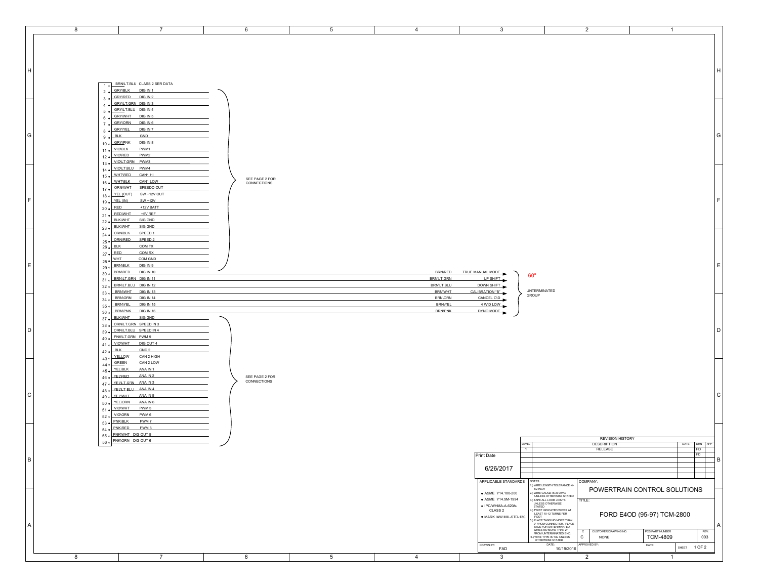| Pin | Wire Color | Function |
|---|---|---|
| 1 | BRN\LT.BLU | CLASS 2 SER DATA |
| 2 | GRY\BLK | DIG IN 1 |
| 3 | GRY\RED | DIG IN 2 |
| 4 | GRY\LT.GRN | DIG IN 3 |
| 5 | GRY\LT.BLU | DIG IN 4 |
| 6 | GRY\WHT | DIG IN 5 |
| 7 | GRY\ORN | DIG IN 6 |
| 8 | GRY\YEL | DIG IN 7 |
| 9 | BLK | GND |
| 10 | GRY\PNK | DIG IN 8 |
| 11 | VIO\BLK | PWM1 |
| 12 | VIO\RED | PWM2 |
| 13 | VIO\LT.GRN | PWM3 |
| 14 | VIO\LT.BLU | PWM4 |
| 15 | WHT\RED | CAN1 HI |
| 16 | WHT\BLK | CAN1 LOW |
| 17 | ORN\WHT | SPEEDO OUT |
| 18 | YEL (OUT) | SW +12V OUT |
| 19 | YEL (IN) | SW +12V |
| 20 | RED | +12V BATT |
| 21 | RED\WHT | +5V REF |
| 22 | BLK\WHT | SIG GND |
| 23 | BLK\WHT | SIG GND |
| 24 | ORN\BLK | SPEED 1 |
| 25 | ORN\RED | SPEED 2 |
| 26 | BLK | COM TX |
| 27 | RED | COM RX |
| 28 | WHT | COM GND |
| 29 | BRN\BLK | DIG IN 9 |

Pins 2–29: SEE PAGE 2 FOR CONNECTIONS

| Pin | Wire Color | Function | Wire Color | Connection |
|---|---|---|---|---|
| 30 | BRN\RED | DIG IN 10 | BRN\RED | TRUE MANUAL MODE |
| 31 | BRN\LT.GRN | DIG IN 11 | BRN\LT.GRN | UP SHIFT |
| 32 | BRN\LT.BLU | DIG IN 12 | BRN\LT.BLU | DOWN SHIFT |
| 33 | BRN\WHT | DIG IN 13 | BRN\WHT | CALIBRATION "B" |
| 34 | BRN\ORN | DIG IN 14 | BRN\ORN | CANCEL O\D |
| 35 | BRN\YEL | DIG IN 15 | BRN\YEL | 4 WD LOW |
| 36 | BRN\PNK | DIG IN 16 | BRN\PNK | DYNO MODE |

Pins 30–36: 60" UNTERMINATED GROUP

| Pin | Wire Color | Function |
|---|---|---|
| 37 | BLK\WHT | SIG GND |
| 38 | ORN\LT.GRN | SPEED IN 3 |
| 39 | ORN\LT.BLU | SPEED IN 4 |
| 40 | PNK\LT.GRN | PWM 9 |
| 41 | VIO\WHT | DIG OUT 4 |
| 42 | BLK | GND 2 |
| 43 | YELLOW | CAN 2 HIGH |
| 44 | GREEN | CAN 2 LOW |
| 45 | YEL\BLK | ANA IN 1 |
| 46 | YEL\RED | ANA IN 2 |
| 47 | YEL\LT.GRN | ANA IN 3 |
| 48 | YEL\LT.BLU | ANA IN 4 |
| 49 | YEL\WHT | ANA IN 5 |
| 50 | YEL\ORN | ANA IN 6 |
| 51 | VIO\WHT | PWM 5 |
| 52 | VIO\ORN | PWM 6 |
| 53 | PNK\BLK | PWM 7 |
| 54 | PNK\RED | PWM 8 |
| 55 | PNK\WHT | DIG OUT 5 |
| 56 | PNK\ORN | DIG OUT 6 |

Pins 37–56: SEE PAGE 2 FOR CONNECTIONS

**REVISION HISTORY**

| LEVEL | DESCRIPTION | DATE | DRN | APP |
|---|---|---|---|---|
| 1 | RELEASE | | FD | |
| | | | FD | |

Print Date: 6/26/2017

**APPLICABLE STANDARDS**
- ASME Y14.100-200
- ASME Y14.5M-1994
- IPC/WHMA-A-620A-CLASS 2
- MARK IAW MIL-STD-130

**NOTES:**
1. WIRE LENGTH TOLERANCE +/- 1/2 INCH
2. WIRE GAUGE IS 20 AWG UNLESS OTHERWISE STATED
3. TAPE ALL LOOM JOINTS UNLESS OTHERWISE STATED
4. TWIST INDICATED WIRES AT LEAST 10-12 TURNS PER FOOT
5. PLACE TAGS NO MORE THAN 2" FROM CONNECTOR. PLACE TAGS FOR UNTERMINATED WIRES NO MORE THAN 2" FROM UNTERMINATED END.
6. WIRE TYPE IS TXL UNLESS OTHERWISE STATED

COMPANY: POWERTRAIN CONTROL SOLUTIONS

TITLE: FORD E4OD (95-97) TCM-2800

| C | CUSTOMER DRAWING NO. | PCS PART NUMBER | REV. |
|---|---|---|---|
| C | NONE | TCM-4809 | 003 |

DRAWN BY: FAD — DATE: 10/19/2016 — APPROVED BY: — DATE: — SHEET 1 OF 2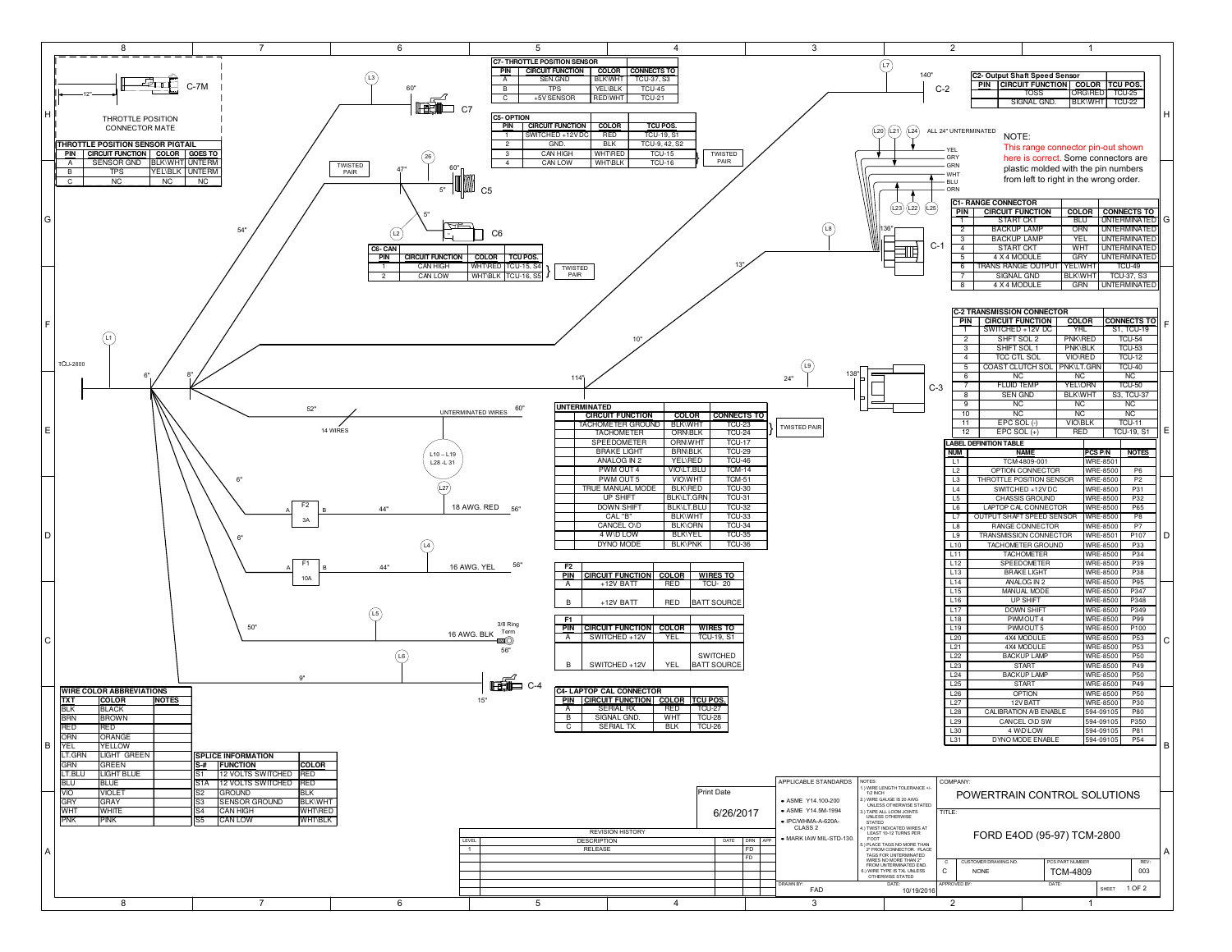## C7- THROTTLE POSITION SENSOR

| PIN | CIRCUIT FUNCTION | COLOR | CONNECTS TO |
|---|---|---|---|
| A | SEN.GND | BLK\WHT | TCU-37, S3 |
| B | TPS | YEL\BLK | TCU-45 |
| C | +5V SENSOR | RED\WHT | TCU-21 |

## C5- OPTION

| PIN | CIRCUIT FUNCTION | COLOR | TCU POS. |
|---|---|---|---|
| 1 | SWITCHED +12V DC | RED | TCU-19, S1 |
| 2 | GND. | BLK | TCU-9, 42, S2 |
| 3 | CAN HIGH | WHT\RED | TCU-15 |
| 4 | CAN LOW | WHT\BLK | TCU-16 |

TWISTED PAIR

## C2- Output Shaft Speed Sensor

| PIN | CIRCUIT FUNCTION | COLOR | TCU POS. |
|---|---|---|---|
| | TOSS | ORG\RED | TCU-25 |
| | SIGNAL GND. | BLK\WHT | TCU-22 |

C-7M

THROTTLE POSITION CONNECTOR MATE

## THROTTLE POSITION SENSOR PIGTAIL

| PIN | CIRCUIT FUNCTION | COLOR | GOES TO |
|---|---|---|---|
| A | SENSOR GND | BLK\WHT | UNTERM |
| B | TPS | YEL\BLK | UNTERM |
| C | NC | NC | NC |

ALL 24" UNTERMINATED

NOTE:
This range connector pin-out shown here is correct. Some connectors are plastic molded with the pin numbers from left to right in the wrong order.

## C1- RANGE CONNECTOR

| PIN | CIRCUIT FUNCTION | COLOR | CONNECTS TO |
|---|---|---|---|
| 1 | START CKT | BLU | UNTERMINATED |
| 2 | BACKUP LAMP | ORN | UNTERMINATED |
| 3 | BACKUP LAMP | YEL | UNTERMINATED |
| 4 | START CKT | WHT | UNTERMINATED |
| 5 | 4 X 4 MODULE | GRY | UNTERMINATED |
| 6 | TRANS RANGE OUTPUT | YEL\WHT | TCU-49 |
| 7 | SIGNAL GND | BLK\WHT | TCU-37, S3 |
| 8 | 4 X 4 MODULE | GRN | UNTERMINATED |

## C6- CAN

| PIN | CIRCUIT FUNCTION | COLOR | TCU POS. |
|---|---|---|---|
| 1 | CAN HIGH | WHT\RED | TCU-15, S4 |
| 2 | CAN LOW | WHT\BLK | TCU-16, S5 |

TWISTED PAIR

## C-2 TRANSMISSION CONNECTOR

| PIN | CIRCUIT FUNCTION | COLOR | CONNECTS TO |
|---|---|---|---|
| 1 | SWITCHED +12V DC | YEL | S1, TCU-19 |
| 2 | SHFT SOL 2 | PNK\RED | TCU-54 |
| 3 | SHFT SOL 1 | PNK\BLK | TCU-53 |
| 4 | TCC CTL SOL | VIO\RED | TCU-12 |
| 5 | COAST CLUTCH SOL | PNK\LT.GRN | TCU-40 |
| 6 | NC | NC | NC |
| 7 | FLUID TEMP | YEL\ORN | TCU-50 |
| 8 | SEN GND | BLK\WHT | S3, TCU-37 |
| 9 | NC | NC | NC |
| 10 | NC | NC | NC |
| 11 | EPC SOL (-) | VIO\BLK | TCU-11 |
| 12 | EPC SOL (+) | RED | TCU-19, S1 |

TCU-2800

UNTERMINATED WIRES 60"

14 WIRES

## UNTERMINATED

| CIRCUIT FUNCTION | COLOR | CONNECTS TO |
|---|---|---|
| TACHOMETER GROUND | BLK\WHT | TCU-23 |
| TACHOMETER | ORN\BLK | TCU-24 |
| SPEEDOMETER | ORN\WHT | TCU-17 |
| BRAKE LIGHT | BRN\BLK | TCU-29 |
| ANALOG IN 2 | YEL\RED | TCU-46 |
| PWM OUT 4 | VIO\LT.BLU | TCM-14 |
| PWM OUT 5 | VIO\WHT | TCM-51 |
| TRUE MANUAL MODE | BLK\RED | TCU-30 |
| UP SHIFT | BLK\LT.GRN | TCU-31 |
| DOWN SHIFT | BLK\LT.BLU | TCU-32 |
| CAL "B" | BLK\WHT | TCU-33 |
| CANCEL O\D | BLK\ORN | TCU-34 |
| 4 W\D LOW | BLK\YEL | TCU-35 |
| DYNO MODE | BLK\PNK | TCU-36 |

TWISTED PAIR

## LABEL DEFINITION TABLE

| NUM | NAME | PCS P/N | NOTES |
|---|---|---|---|
| L1 | TCM-4809-001 | WRE-8501 | |
| L2 | OPTION CONNECTOR | WRE-8500 | P6 |
| L3 | THROTTLE POSITION SENSOR | WRE-8500 | P2 |
| L4 | SWITCHED +12V DC | WRE-8500 | P31 |
| L5 | CHASSIS GROUND | WRE-8500 | P32 |
| L6 | LAPTOP CAL CONNECTOR | WRE-8500 | P65 |
| L7 | OUTPUT SHAFT SPEED SENSOR | WRE-8500 | P8 |
| L8 | RANGE CONNECTOR | WRE-8500 | P7 |
| L9 | TRANSMISSION CONNECTOR | WRE-8501 | P107 |
| L10 | TACHOMETER GROUND | WRE-8500 | P33 |
| L11 | TACHOMETER | WRE-8500 | P34 |
| L12 | SPEEDOMETER | WRE-8500 | P39 |
| L13 | BRAKE LIGHT | WRE-8500 | P38 |
| L14 | ANALOG IN 2 | WRE-8500 | P95 |
| L15 | MANUAL MODE | WRE-8500 | P347 |
| L16 | UP SHIFT | WRE-8500 | P348 |
| L17 | DOWN SHIFT | WRE-8500 | P349 |
| L18 | PWM OUT 4 | WRE-8500 | P99 |
| L19 | PWM OUT 5 | WRE-8500 | P100 |
| L20 | 4X4 MODULE | WRE-8500 | P53 |
| L21 | 4X4 MODULE | WRE-8500 | P53 |
| L22 | BACKUP LAMP | WRE-8500 | P50 |
| L23 | START | WRE-8500 | P49 |
| L24 | BACKUP LAMP | WRE-8500 | P50 |
| L25 | START | WRE-8500 | P49 |
| L26 | OPTION | WRE-8500 | P50 |
| L27 | 12V BATT | WRE-8500 | P30 |
| L28 | CALIBRATION A/B ENABLE | 594-09105 | P80 |
| L29 | CANCEL O\D SW | 594-09105 | P350 |
| L30 | 4 W\D\LOW | 594-09105 | P81 |
| L31 | DYNO MODE ENABLE | 594-09105 | P54 |

L10 – L19
L28 - L 31

F2 3A — 18 AWG. RED 56"

F1 10A — 16 AWG. YEL 56"

16 AWG. BLK 56" — 3/8 Ring Term

## F2

| PIN | CIRCUIT FUNCTION | COLOR | WIRES TO |
|---|---|---|---|
| A | +12V BATT | RED | TCU- 20 |
| B | +12V BATT | RED | BATT SOURCE |

## F1

| PIN | CIRCUIT FUNCTION | COLOR | WIRES TO |
|---|---|---|---|
| A | SWITCHED +12V | YEL | TCU-19, S1 |
| B | SWITCHED +12V | YEL | SWITCHED BATT SOURCE |

## C4- LAPTOP CAL CONNECTOR

| PIN | CIRCUIT FUNCTION | COLOR | TCU POS. |
|---|---|---|---|
| A | SERIAL RX | RED | TCU-27 |
| B | SIGNAL GND. | WHT | TCU-28 |
| C | SERIAL TX | BLK | TCU-26 |

## WIRE COLOR ABBREVIATIONS

| TXT | COLOR | NOTES |
|---|---|---|
| BLK | BLACK | |
| BRN | BROWN | |
| RED | RED | |
| ORN | ORANGE | |
| YEL | YELLOW | |
| LT.GRN | LIGHT GREEN | |
| GRN | GREEN | |
| LT.BLU | LIGHT BLUE | |
| BLU | BLUE | |
| VIO | VIOLET | |
| GRY | GRAY | |
| WHT | WHITE | |
| PNK | PINK | |

## SPLICE INFORMATION

| S-# | FUNCTION | COLOR |
|---|---|---|
| S1 | 12 VOLTS SWITCHED | RED |
| S1A | 12 VOLTS SWITCHED | RED |
| S2 | GROUND | BLK |
| S3 | SENSOR GROUND | BLK\WHT |
| S4 | CAN HIGH | WHT\RED |
| S5 | CAN LOW | WHT\BLK |

Print Date 6/26/2017

## REVISION HISTORY

| LEVEL | DESCRIPTION | DATE | DRN | APP |
|---|---|---|---|---|
| 1 | RELEASE | | FD | |
| | | | FD | |

APPLICABLE STANDARDS
- ASME Y14.100-200
- ASME Y14.5M-1994
- IPC/WHMA-A-620A-CLASS 2
- MARK IAW MIL-STD-130

NOTES:
1.) WIRE LENGTH TOLERANCE +/- 1/2 INCH
2.) WIRE GAUGE IS 20 AWG UNLESS OTHERWISE STATED
3.) TAPE ALL LOOM JOINTS UNLESS OTHERWISE STATED
4.) TWIST INDICATED WIRES AT LEAST 10-12 TURNS PER FOOT
5.) PLACE TAGS NO MORE THAN 2" FROM CONNECTOR. PLACE TAGS FOR UNTERMINATED WIRES NO MORE THAN 2" FROM UNTERMINATED END.
6.) WIRE TYPE IS TXL UNLESS OTHERWISE STATED

COMPANY: POWERTRAIN CONTROL SOLUTIONS

TITLE: FORD E4OD (95-97) TCM-2800

CUSTOMER DRAWING NO.: NONE — PCS PART NUMBER: TCM-4809 — REV: 003 — SIZE: C

DRAWN BY: FAD — DATE: 10/19/2016 — APPROVED BY: — DATE: — SHEET 1 OF 2